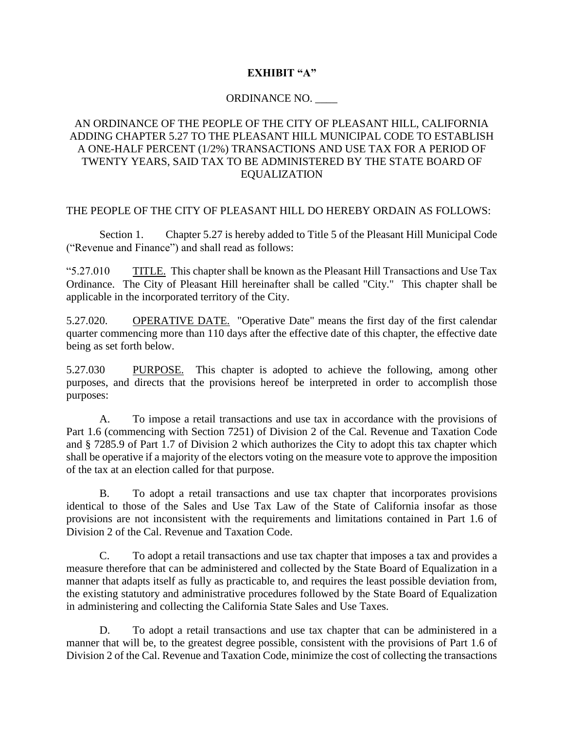**EXHIBIT "A"**

ORDINANCE NO. ____

AN ORDINANCE OF THE PEOPLE OF THE CITY OF PLEASANT HILL, CALIFORNIA ADDING CHAPTER 5.27 TO THE PLEASANT HILL MUNICIPAL CODE TO ESTABLISH A ONE-HALF PERCENT (1/2%) TRANSACTIONS AND USE TAX FOR A PERIOD OF TWENTY YEARS, SAID TAX TO BE ADMINISTERED BY THE STATE BOARD OF EQUALIZATION

THE PEOPLE OF THE CITY OF PLEASANT HILL DO HEREBY ORDAIN AS FOLLOWS:

Section 1. Chapter 5.27 is hereby added to Title 5 of the Pleasant Hill Municipal Code ("Revenue and Finance") and shall read as follows:

"5.27.010 TITLE. This chapter shall be known as the Pleasant Hill Transactions and Use Tax Ordinance. The City of Pleasant Hill hereinafter shall be called "City." This chapter shall be applicable in the incorporated territory of the City.

5.27.020. OPERATIVE DATE. "Operative Date" means the first day of the first calendar quarter commencing more than 110 days after the effective date of this chapter, the effective date being as set forth below.

5.27.030 PURPOSE. This chapter is adopted to achieve the following, among other purposes, and directs that the provisions hereof be interpreted in order to accomplish those purposes:

A. To impose a retail transactions and use tax in accordance with the provisions of Part 1.6 (commencing with Section 7251) of Division 2 of the Cal. Revenue and Taxation Code and § 7285.9 of Part 1.7 of Division 2 which authorizes the City to adopt this tax chapter which shall be operative if a majority of the electors voting on the measure vote to approve the imposition of the tax at an election called for that purpose.

B. To adopt a retail transactions and use tax chapter that incorporates provisions identical to those of the Sales and Use Tax Law of the State of California insofar as those provisions are not inconsistent with the requirements and limitations contained in Part 1.6 of Division 2 of the Cal. Revenue and Taxation Code.

C. To adopt a retail transactions and use tax chapter that imposes a tax and provides a measure therefore that can be administered and collected by the State Board of Equalization in a manner that adapts itself as fully as practicable to, and requires the least possible deviation from, the existing statutory and administrative procedures followed by the State Board of Equalization in administering and collecting the California State Sales and Use Taxes.

D. To adopt a retail transactions and use tax chapter that can be administered in a manner that will be, to the greatest degree possible, consistent with the provisions of Part 1.6 of Division 2 of the Cal. Revenue and Taxation Code, minimize the cost of collecting the transactions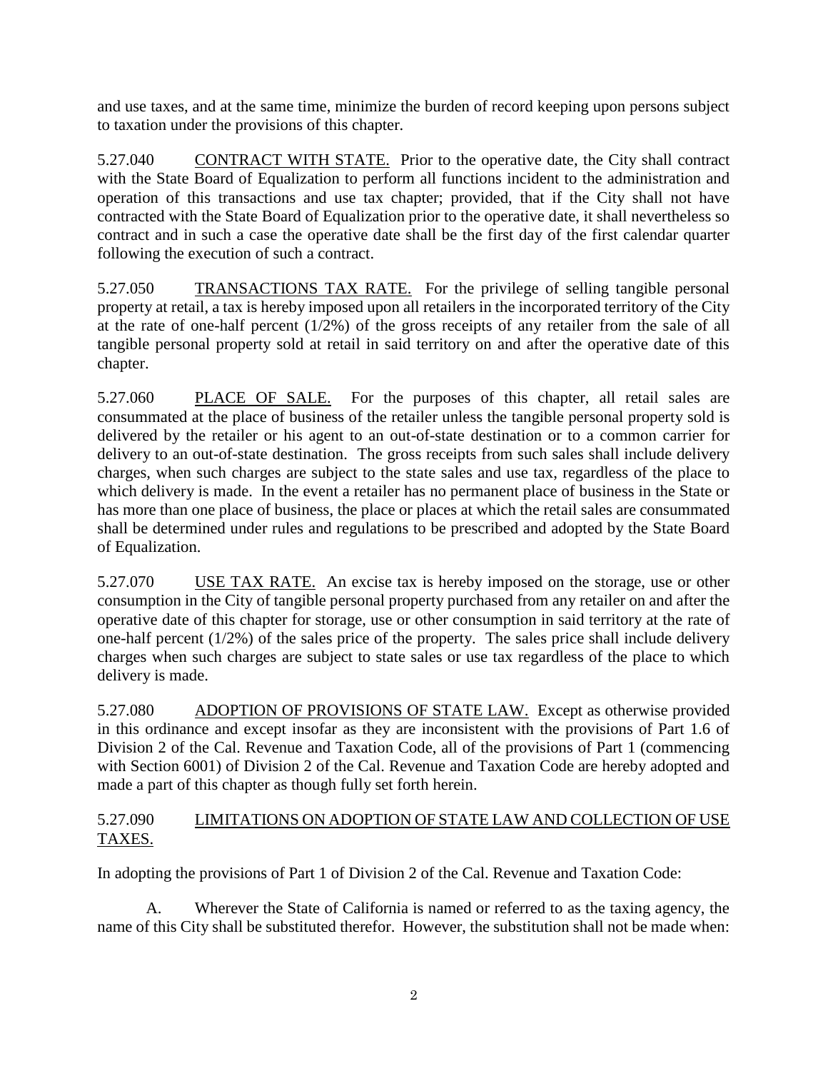and use taxes, and at the same time, minimize the burden of record keeping upon persons subject to taxation under the provisions of this chapter.

5.27.040 CONTRACT WITH STATE. Prior to the operative date, the City shall contract with the State Board of Equalization to perform all functions incident to the administration and operation of this transactions and use tax chapter; provided, that if the City shall not have contracted with the State Board of Equalization prior to the operative date, it shall nevertheless so contract and in such a case the operative date shall be the first day of the first calendar quarter following the execution of such a contract.

5.27.050 TRANSACTIONS TAX RATE. For the privilege of selling tangible personal property at retail, a tax is hereby imposed upon all retailers in the incorporated territory of the City at the rate of one-half percent (1/2%) of the gross receipts of any retailer from the sale of all tangible personal property sold at retail in said territory on and after the operative date of this chapter.

5.27.060 PLACE OF SALE. For the purposes of this chapter, all retail sales are consummated at the place of business of the retailer unless the tangible personal property sold is delivered by the retailer or his agent to an out-of-state destination or to a common carrier for delivery to an out-of-state destination. The gross receipts from such sales shall include delivery charges, when such charges are subject to the state sales and use tax, regardless of the place to which delivery is made. In the event a retailer has no permanent place of business in the State or has more than one place of business, the place or places at which the retail sales are consummated shall be determined under rules and regulations to be prescribed and adopted by the State Board of Equalization.

5.27.070 USE TAX RATE. An excise tax is hereby imposed on the storage, use or other consumption in the City of tangible personal property purchased from any retailer on and after the operative date of this chapter for storage, use or other consumption in said territory at the rate of one-half percent (1/2%) of the sales price of the property. The sales price shall include delivery charges when such charges are subject to state sales or use tax regardless of the place to which delivery is made.

5.27.080 ADOPTION OF PROVISIONS OF STATE LAW. Except as otherwise provided in this ordinance and except insofar as they are inconsistent with the provisions of Part 1.6 of Division 2 of the Cal. Revenue and Taxation Code, all of the provisions of Part 1 (commencing with Section 6001) of Division 2 of the Cal. Revenue and Taxation Code are hereby adopted and made a part of this chapter as though fully set forth herein.

5.27.090 LIMITATIONS ON ADOPTION OF STATE LAW AND COLLECTION OF USE TAXES.

In adopting the provisions of Part 1 of Division 2 of the Cal. Revenue and Taxation Code:

A. Wherever the State of California is named or referred to as the taxing agency, the name of this City shall be substituted therefor. However, the substitution shall not be made when: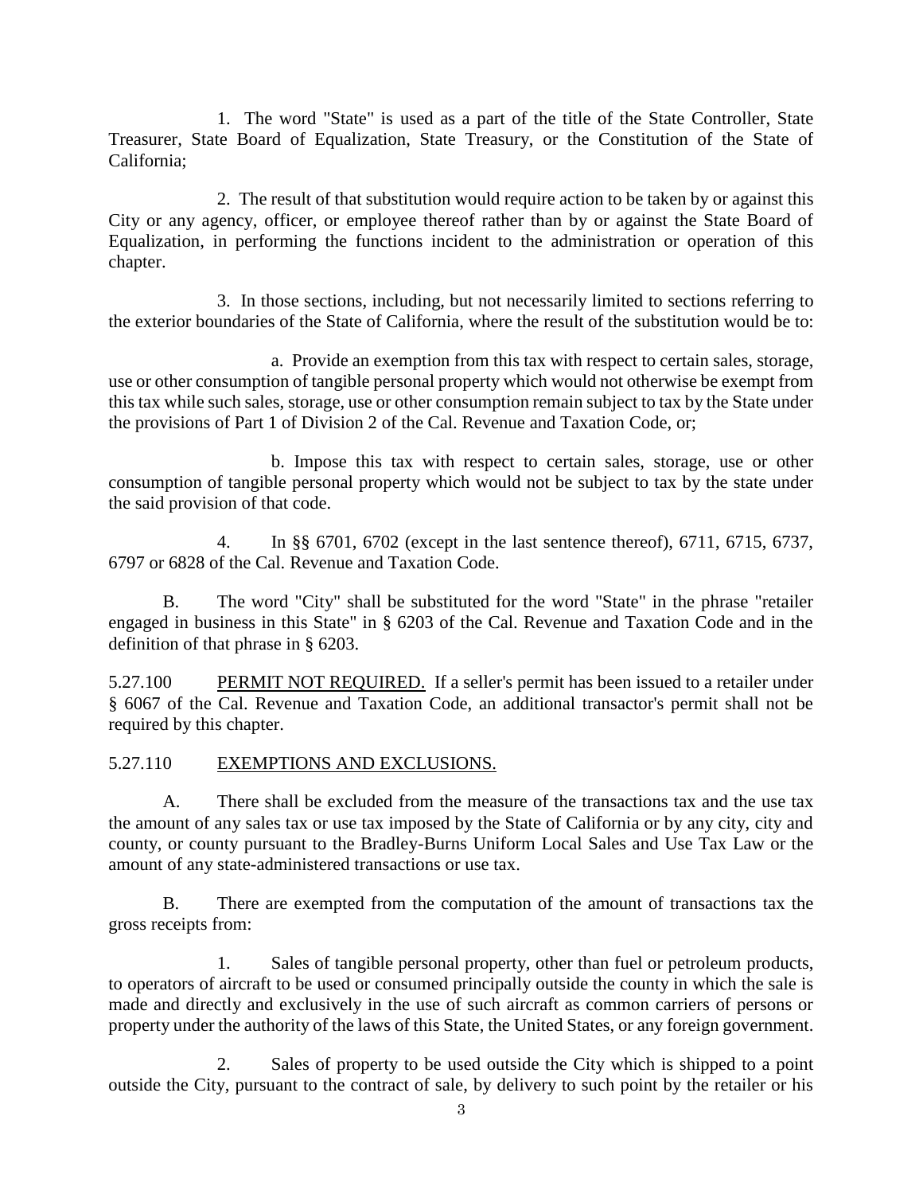1. The word "State" is used as a part of the title of the State Controller, State Treasurer, State Board of Equalization, State Treasury, or the Constitution of the State of California;

2. The result of that substitution would require action to be taken by or against this City or any agency, officer, or employee thereof rather than by or against the State Board of Equalization, in performing the functions incident to the administration or operation of this chapter.

3. In those sections, including, but not necessarily limited to sections referring to the exterior boundaries of the State of California, where the result of the substitution would be to:

a. Provide an exemption from this tax with respect to certain sales, storage, use or other consumption of tangible personal property which would not otherwise be exempt from this tax while such sales, storage, use or other consumption remain subject to tax by the State under the provisions of Part 1 of Division 2 of the Cal. Revenue and Taxation Code, or;

b. Impose this tax with respect to certain sales, storage, use or other consumption of tangible personal property which would not be subject to tax by the state under the said provision of that code.

4. In §§ 6701, 6702 (except in the last sentence thereof), 6711, 6715, 6737, 6797 or 6828 of the Cal. Revenue and Taxation Code.

B. The word "City" shall be substituted for the word "State" in the phrase "retailer engaged in business in this State" in § 6203 of the Cal. Revenue and Taxation Code and in the definition of that phrase in § 6203.

5.27.100 PERMIT NOT REQUIRED. If a seller's permit has been issued to a retailer under § 6067 of the Cal. Revenue and Taxation Code, an additional transactor's permit shall not be required by this chapter.

5.27.110 EXEMPTIONS AND EXCLUSIONS.

A. There shall be excluded from the measure of the transactions tax and the use tax the amount of any sales tax or use tax imposed by the State of California or by any city, city and county, or county pursuant to the Bradley-Burns Uniform Local Sales and Use Tax Law or the amount of any state-administered transactions or use tax.

B. There are exempted from the computation of the amount of transactions tax the gross receipts from:

1. Sales of tangible personal property, other than fuel or petroleum products, to operators of aircraft to be used or consumed principally outside the county in which the sale is made and directly and exclusively in the use of such aircraft as common carriers of persons or property under the authority of the laws of this State, the United States, or any foreign government.

2. Sales of property to be used outside the City which is shipped to a point outside the City, pursuant to the contract of sale, by delivery to such point by the retailer or his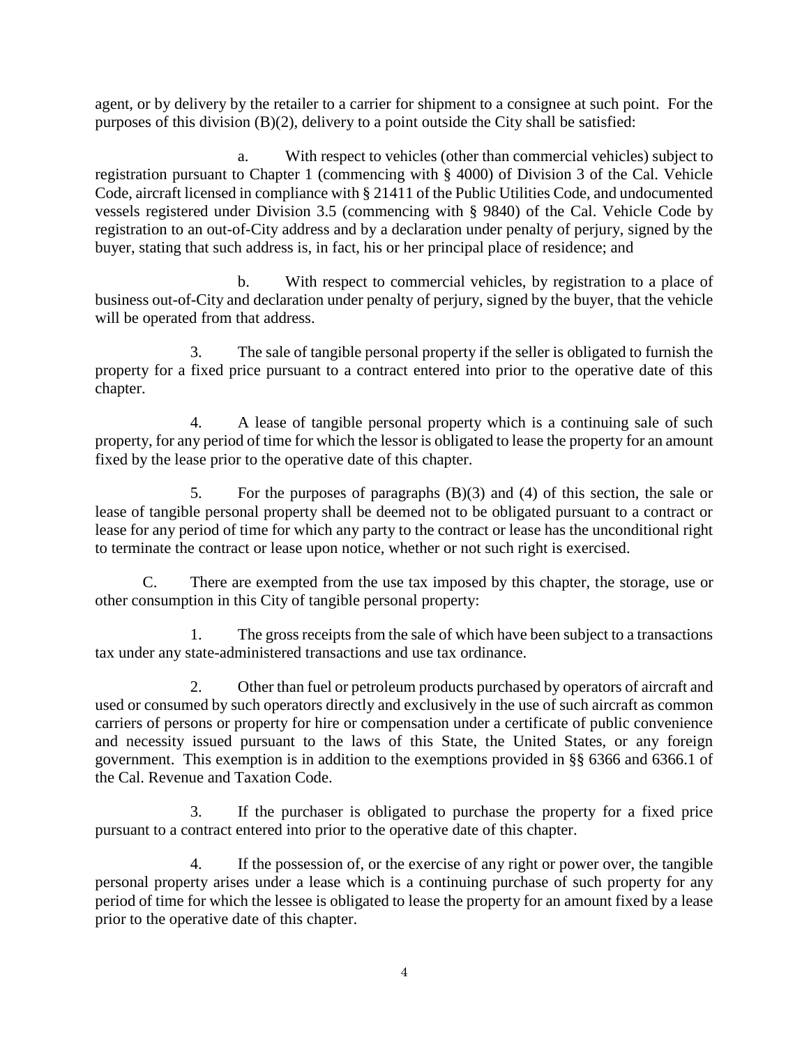agent, or by delivery by the retailer to a carrier for shipment to a consignee at such point. For the purposes of this division (B)(2), delivery to a point outside the City shall be satisfied:

a. With respect to vehicles (other than commercial vehicles) subject to registration pursuant to Chapter 1 (commencing with § 4000) of Division 3 of the Cal. Vehicle Code, aircraft licensed in compliance with § 21411 of the Public Utilities Code, and undocumented vessels registered under Division 3.5 (commencing with § 9840) of the Cal. Vehicle Code by registration to an out-of-City address and by a declaration under penalty of perjury, signed by the buyer, stating that such address is, in fact, his or her principal place of residence; and

b. With respect to commercial vehicles, by registration to a place of business out-of-City and declaration under penalty of perjury, signed by the buyer, that the vehicle will be operated from that address.

3. The sale of tangible personal property if the seller is obligated to furnish the property for a fixed price pursuant to a contract entered into prior to the operative date of this chapter.

4. A lease of tangible personal property which is a continuing sale of such property, for any period of time for which the lessor is obligated to lease the property for an amount fixed by the lease prior to the operative date of this chapter.

5. For the purposes of paragraphs (B)(3) and (4) of this section, the sale or lease of tangible personal property shall be deemed not to be obligated pursuant to a contract or lease for any period of time for which any party to the contract or lease has the unconditional right to terminate the contract or lease upon notice, whether or not such right is exercised.

C. There are exempted from the use tax imposed by this chapter, the storage, use or other consumption in this City of tangible personal property:

1. The gross receipts from the sale of which have been subject to a transactions tax under any state-administered transactions and use tax ordinance.

2. Other than fuel or petroleum products purchased by operators of aircraft and used or consumed by such operators directly and exclusively in the use of such aircraft as common carriers of persons or property for hire or compensation under a certificate of public convenience and necessity issued pursuant to the laws of this State, the United States, or any foreign government. This exemption is in addition to the exemptions provided in §§ 6366 and 6366.1 of the Cal. Revenue and Taxation Code.

3. If the purchaser is obligated to purchase the property for a fixed price pursuant to a contract entered into prior to the operative date of this chapter.

4. If the possession of, or the exercise of any right or power over, the tangible personal property arises under a lease which is a continuing purchase of such property for any period of time for which the lessee is obligated to lease the property for an amount fixed by a lease prior to the operative date of this chapter.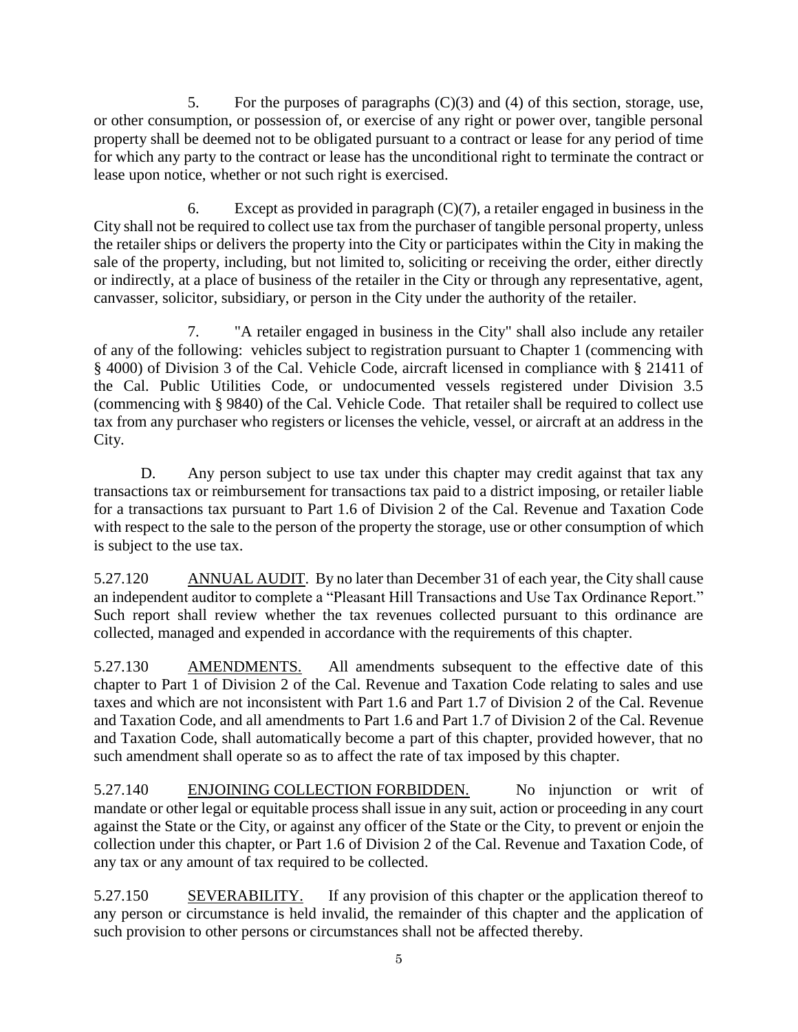5. For the purposes of paragraphs (C)(3) and (4) of this section, storage, use, or other consumption, or possession of, or exercise of any right or power over, tangible personal property shall be deemed not to be obligated pursuant to a contract or lease for any period of time for which any party to the contract or lease has the unconditional right to terminate the contract or lease upon notice, whether or not such right is exercised.

6. Except as provided in paragraph (C)(7), a retailer engaged in business in the City shall not be required to collect use tax from the purchaser of tangible personal property, unless the retailer ships or delivers the property into the City or participates within the City in making the sale of the property, including, but not limited to, soliciting or receiving the order, either directly or indirectly, at a place of business of the retailer in the City or through any representative, agent, canvasser, solicitor, subsidiary, or person in the City under the authority of the retailer.

7. "A retailer engaged in business in the City" shall also include any retailer of any of the following: vehicles subject to registration pursuant to Chapter 1 (commencing with § 4000) of Division 3 of the Cal. Vehicle Code, aircraft licensed in compliance with § 21411 of the Cal. Public Utilities Code, or undocumented vessels registered under Division 3.5 (commencing with § 9840) of the Cal. Vehicle Code. That retailer shall be required to collect use tax from any purchaser who registers or licenses the vehicle, vessel, or aircraft at an address in the City.

D. Any person subject to use tax under this chapter may credit against that tax any transactions tax or reimbursement for transactions tax paid to a district imposing, or retailer liable for a transactions tax pursuant to Part 1.6 of Division 2 of the Cal. Revenue and Taxation Code with respect to the sale to the person of the property the storage, use or other consumption of which is subject to the use tax.

5.27.120 ANNUAL AUDIT. By no later than December 31 of each year, the City shall cause an independent auditor to complete a "Pleasant Hill Transactions and Use Tax Ordinance Report." Such report shall review whether the tax revenues collected pursuant to this ordinance are collected, managed and expended in accordance with the requirements of this chapter.

5.27.130 AMENDMENTS. All amendments subsequent to the effective date of this chapter to Part 1 of Division 2 of the Cal. Revenue and Taxation Code relating to sales and use taxes and which are not inconsistent with Part 1.6 and Part 1.7 of Division 2 of the Cal. Revenue and Taxation Code, and all amendments to Part 1.6 and Part 1.7 of Division 2 of the Cal. Revenue and Taxation Code, shall automatically become a part of this chapter, provided however, that no such amendment shall operate so as to affect the rate of tax imposed by this chapter.

5.27.140 ENJOINING COLLECTION FORBIDDEN. No injunction or writ of mandate or other legal or equitable process shall issue in any suit, action or proceeding in any court against the State or the City, or against any officer of the State or the City, to prevent or enjoin the collection under this chapter, or Part 1.6 of Division 2 of the Cal. Revenue and Taxation Code, of any tax or any amount of tax required to be collected.

5.27.150 SEVERABILITY. If any provision of this chapter or the application thereof to any person or circumstance is held invalid, the remainder of this chapter and the application of such provision to other persons or circumstances shall not be affected thereby.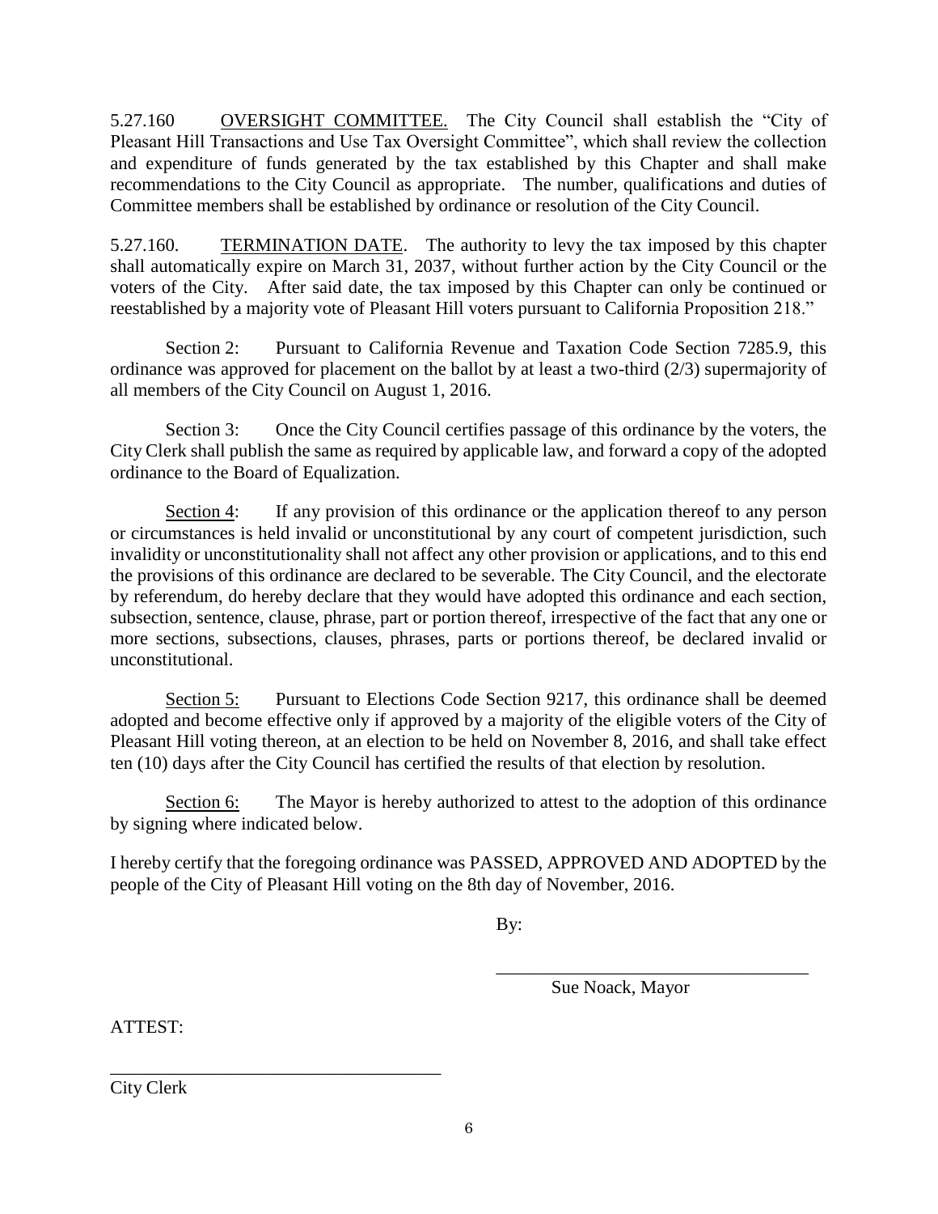5.27.160 <u>OVERSIGHT COMMITTEE.</u> The City Council shall establish the "City of Pleasant Hill Transactions and Use Tax Oversight Committee", which shall review the collection and expenditure of funds generated by the tax established by this Chapter and shall make recommendations to the City Council as appropriate. The number, qualifications and duties of Committee members shall be established by ordinance or resolution of the City Council.

5.27.160. <u>TERMINATION DATE</u>. The authority to levy the tax imposed by this chapter shall automatically expire on March 31, 2037, without further action by the City Council or the voters of the City. After said date, the tax imposed by this Chapter can only be continued or reestablished by a majority vote of Pleasant Hill voters pursuant to California Proposition 218."

Section 2: Pursuant to California Revenue and Taxation Code Section 7285.9, this ordinance was approved for placement on the ballot by at least a two-third (2/3) supermajority of all members of the City Council on August 1, 2016.

Section 3: Once the City Council certifies passage of this ordinance by the voters, the City Clerk shall publish the same as required by applicable law, and forward a copy of the adopted ordinance to the Board of Equalization.

<u>Section 4</u>: If any provision of this ordinance or the application thereof to any person or circumstances is held invalid or unconstitutional by any court of competent jurisdiction, such invalidity or unconstitutionality shall not affect any other provision or applications, and to this end the provisions of this ordinance are declared to be severable. The City Council, and the electorate by referendum, do hereby declare that they would have adopted this ordinance and each section, subsection, sentence, clause, phrase, part or portion thereof, irrespective of the fact that any one or more sections, subsections, clauses, phrases, parts or portions thereof, be declared invalid or unconstitutional.

<u>Section 5:</u> Pursuant to Elections Code Section 9217, this ordinance shall be deemed adopted and become effective only if approved by a majority of the eligible voters of the City of Pleasant Hill voting thereon, at an election to be held on November 8, 2016, and shall take effect ten (10) days after the City Council has certified the results of that election by resolution.

<u>Section 6:</u> The Mayor is hereby authorized to attest to the adoption of this ordinance by signing where indicated below.

I hereby certify that the foregoing ordinance was PASSED, APPROVED AND ADOPTED by the people of the City of Pleasant Hill voting on the 8th day of November, 2016.

By:

___________________________________
Sue Noack, Mayor

ATTEST:

___________________________________
City Clerk